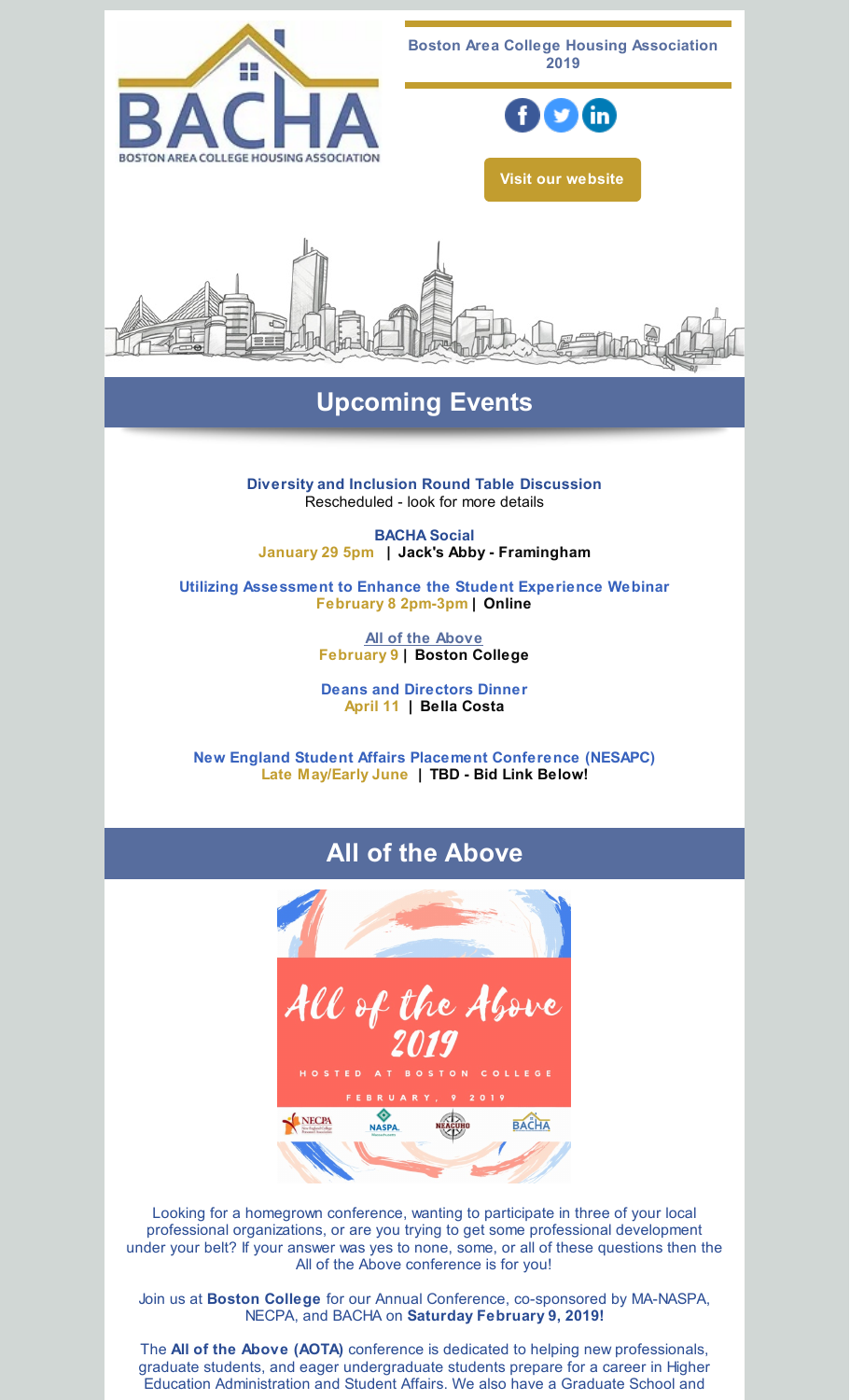BACHA
BOSTON AREA COLLEGE HOUSING ASSOCIATION

**Boston Area College Housing Association 2019**

**Visit our website**

## Upcoming Events

**Diversity and Inclusion Round Table Discussion**
Rescheduled - look for more details

**BACHA Social**
**January 29 5pm | Jack's Abby - Framingham**

**Utilizing Assessment to Enhance the Student Experience Webinar**
**February 8 2pm-3pm | Online**

**All of the Above**
**February 9 | Boston College**

**Deans and Directors Dinner**
**April 11 | Bella Costa**

**New England Student Affairs Placement Conference (NESAPC)**
**Late May/Early June | TBD - Bid Link Below!**

## All of the Above

All of the Above 2019
HOSTED AT BOSTON COLLEGE
FEBRUARY, 9 2019

NECPA NASPA NEACUHO BACHA

Looking for a homegrown conference, wanting to participate in three of your local professional organizations, or are you trying to get some professional development under your belt? If your answer was yes to none, some, or all of these questions then the All of the Above conference is for you!

Join us at **Boston College** for our Annual Conference, co-sponsored by MA-NASPA, NECPA, and BACHA on **Saturday February 9, 2019!**

The **All of the Above (AOTA)** conference is dedicated to helping new professionals, graduate students, and eager undergraduate students prepare for a career in Higher Education Administration and Student Affairs. We also have a Graduate School and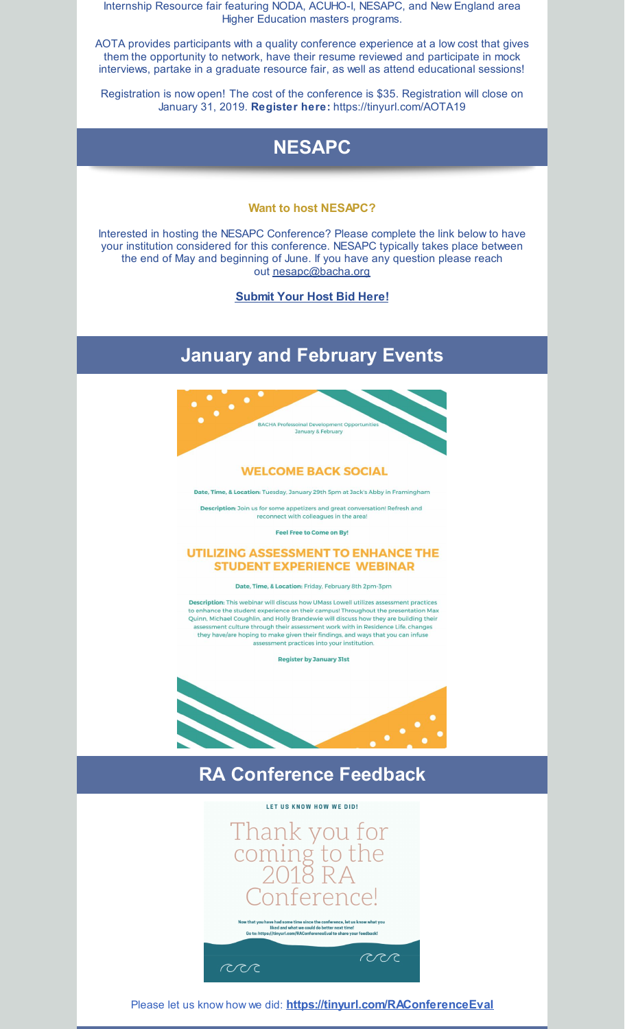Internship Resource fair featuring NODA, ACUHO-I, NESAPC, and New England area Higher Education masters programs.

AOTA provides participants with a quality conference experience at a low cost that gives them the opportunity to network, have their resume reviewed and participate in mock interviews, partake in a graduate resource fair, as well as attend educational sessions!

Registration is now open! The cost of the conference is $35. Registration will close on January 31, 2019. **Register here:** https://tinyurl.com/AOTA19

## NESAPC

**Want to host NESAPC?**

Interested in hosting the NESAPC Conference? Please complete the link below to have your institution considered for this conference. NESAPC typically takes place between the end of May and beginning of June. If you have any question please reach out nesapc@bacha.org

**Submit Your Host Bid Here!**

## January and February Events

BACHA Professional Development Opportunities
January & February

### WELCOME BACK SOCIAL

**Date, Time, & Location:** Tuesday, January 29th 5pm at Jack's Abby in Framingham

**Description:** Join us for some appetizers and great conversation! Refresh and reconnect with colleagues in the area!

**Feel Free to Come on By!**

### UTILIZING ASSESSMENT TO ENHANCE THE STUDENT EXPERIENCE WEBINAR

**Date, Time, & Location:** Friday, February 8th 2pm-3pm

**Description:** This webinar will discuss how UMass Lowell utilizes assessment practices to enhance the student experience on their campus! Throughout the presentation Max Quinn, Michael Coughlin, and Holly Brandewie will discuss how they are building their assessment culture through their assessment work with in Residence Life, changes they have/are hoping to make given their findings, and ways that you can infuse assessment practices into your institution.

**Register by January 31st**

## RA Conference Feedback

LET US KNOW HOW WE DID!

Thank you for coming to the 2018 RA Conference!

Now that you have had some time since the conference, let us know what you liked and what we could do better next time!
Go to: https://tinyurl.com/RAConferenceEval to share your feedback!

Please let us know how we did: **https://tinyurl.com/RAConferenceEval**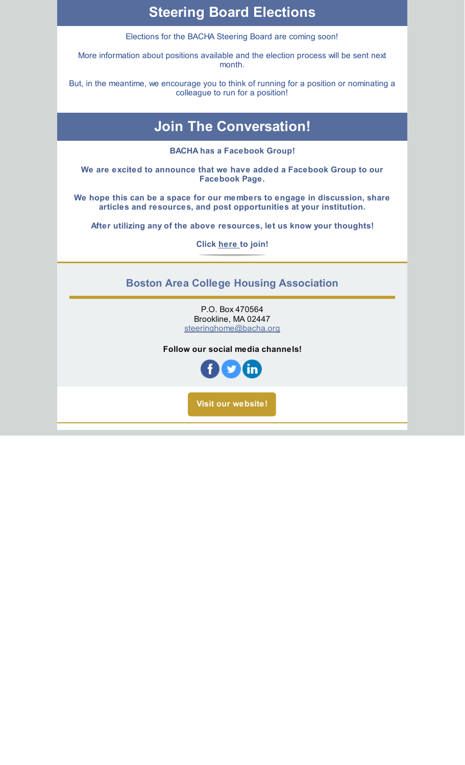## Steering Board Elections

Elections for the BACHA Steering Board are coming soon!

More information about positions available and the election process will be sent next month.

But, in the meantime, we encourage you to think of running for a position or nominating a colleague to run for a position!

## Join The Conversation!

**BACHA has a Facebook Group!**

**We are excited to announce that we have added a Facebook Group to our Facebook Page.**

**We hope this can be a space for our members to engage in discussion, share articles and resources, and post opportunities at your institution.**

**After utilizing any of the above resources, let us know your thoughts!**

**Click here to join!**

### Boston Area College Housing Association

P.O. Box 470564
Brookline, MA 02447
steeringhome@bacha.org

**Follow our social media channels!**

**Visit our website!**